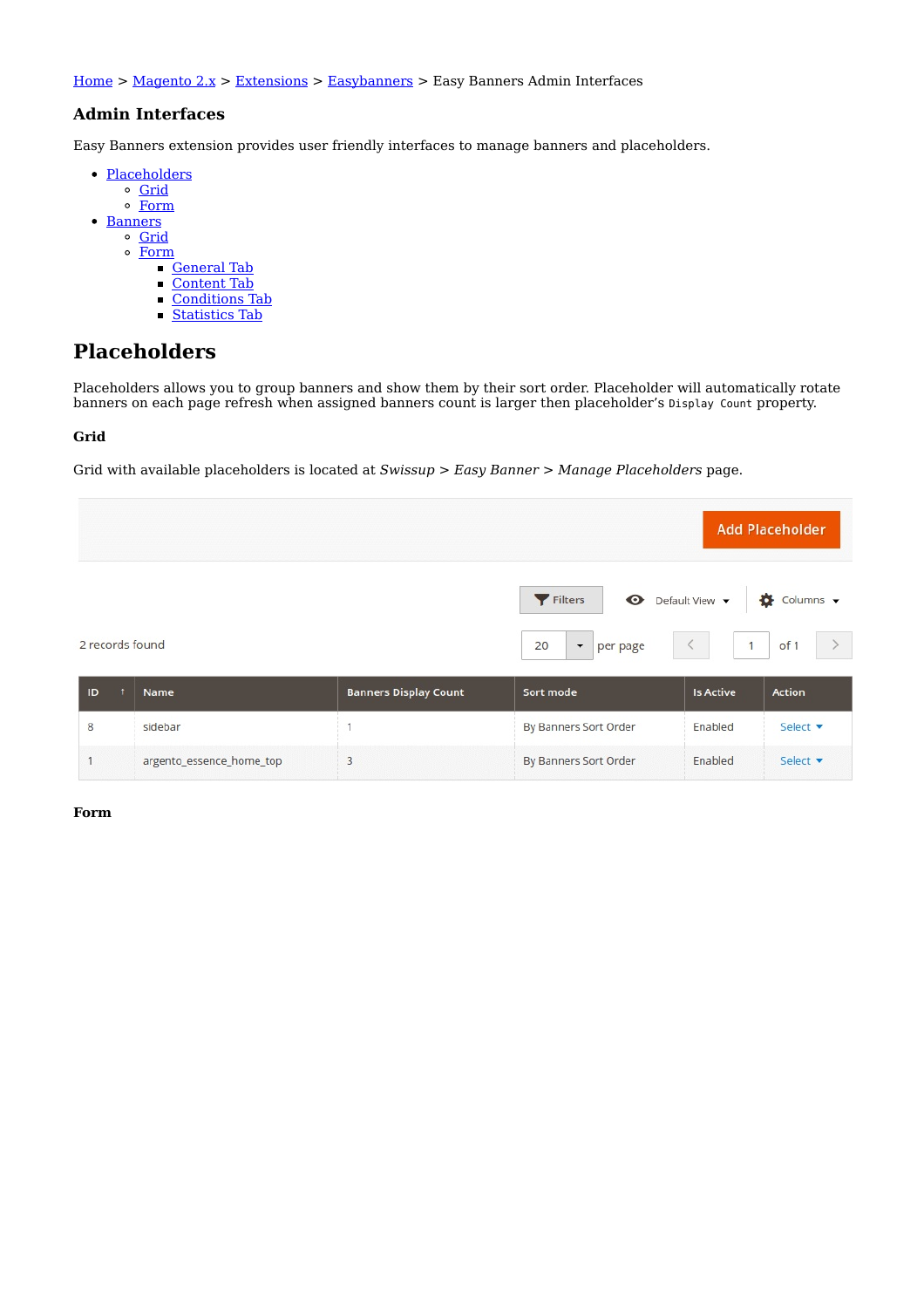[Home](#) > [Magento 2.x](#) > [Extensions](#) > [Easybanners](#) > Easy Banners Admin Interfaces

### Admin Interfaces

Easy Banners extension provides user friendly interfaces to manage banners and placeholders.

- [Placeholders](#)
  - [Grid](#)
  - [Form](#)
- [Banners](#)
  - [Grid](#)
  - [Form](#)
    - [General Tab](#)
    - [Content Tab](#)
    - [Conditions Tab](#)
    - [Statistics Tab](#)

## Placeholders

Placeholders allows you to group banners and show them by their sort order. Placeholder will automatically rotate banners on each page refresh when assigned banners count is larger then placeholder's `Display Count` property.

#### Grid

Grid with available placeholders is located at *Swissup* > *Easy Banner* > *Manage Placeholders* page.

Add Placeholder

Filters | Default View | Columns

2 records found | 20 per page | 1 of 1

| ID | Name | Banners Display Count | Sort mode | Is Active | Action |
|---|---|---|---|---|---|
| 8 | sidebar | 1 | By Banners Sort Order | Enabled | Select |
| 1 | argento_essence_home_top | 3 | By Banners Sort Order | Enabled | Select |

#### Form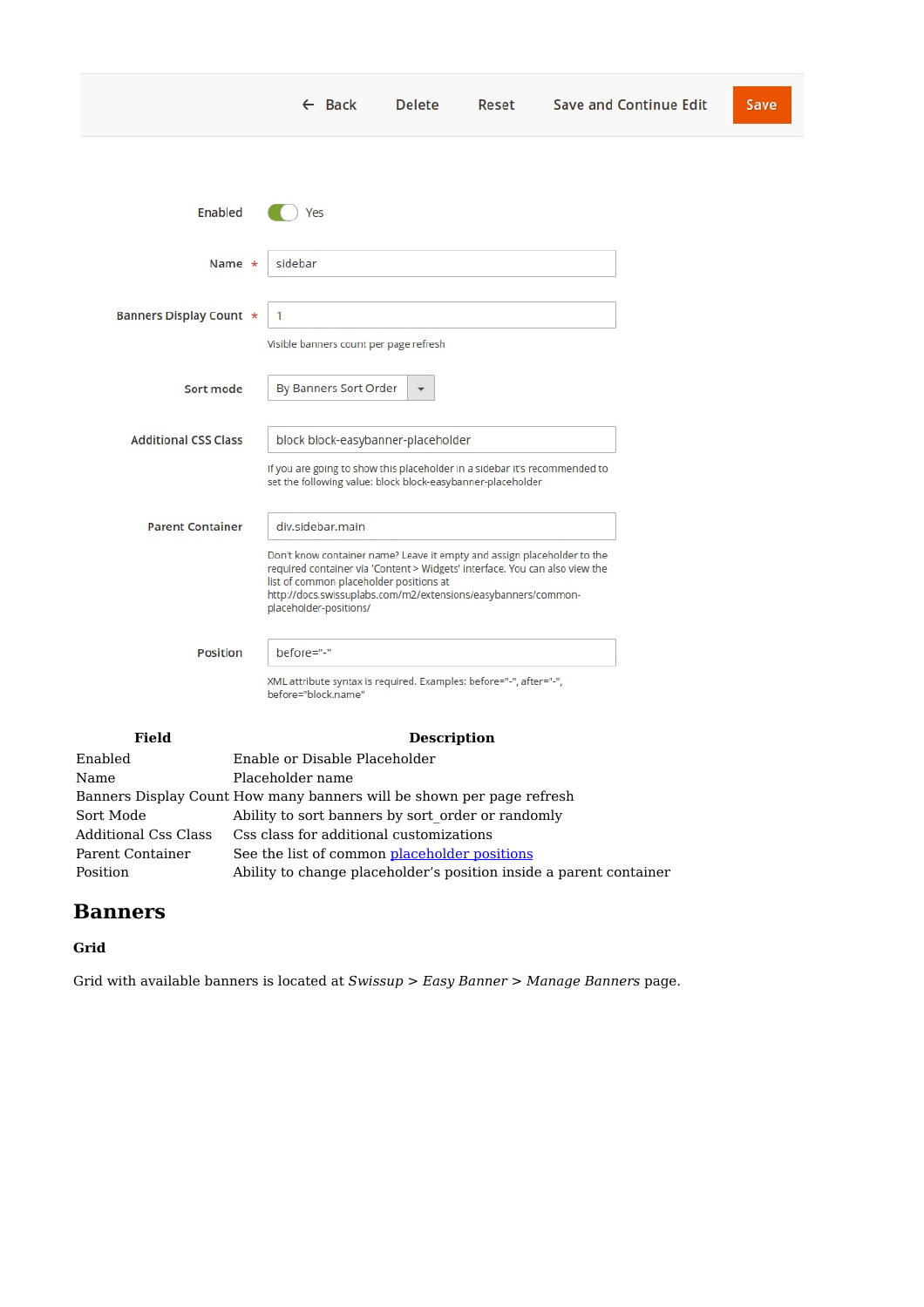← Back    Delete    Reset    Save and Continue Edit    Save

Enabled: Yes

Name *: sidebar

Banners Display Count *: 1

Visible banners count per page refresh

Sort mode: By Banners Sort Order

Additional CSS Class: block block-easybanner-placeholder

If you are going to show this placeholder in a sidebar it's recommended to set the following value: block block-easybanner-placeholder

Parent Container: div.sidebar.main

Don't know container name? Leave it empty and assign placeholder to the required container via 'Content > Widgets' interface. You can also view the list of common placeholder positions at http://docs.swissuplabs.com/m2/extensions/easybanners/common-placeholder-positions/

Position: before="-"

XML attribute syntax is required. Examples: before="-", after="-", before="block.name"

| Field | Description |
| --- | --- |
| Enabled | Enable or Disable Placeholder |
| Name | Placeholder name |
| Banners Display Count | How many banners will be shown per page refresh |
| Sort Mode | Ability to sort banners by sort_order or randomly |
| Additional Css Class | Css class for additional customizations |
| Parent Container | See the list of common placeholder positions |
| Position | Ability to change placeholder's position inside a parent container |

## Banners

### Grid

Grid with available banners is located at *Swissup > Easy Banner > Manage Banners* page.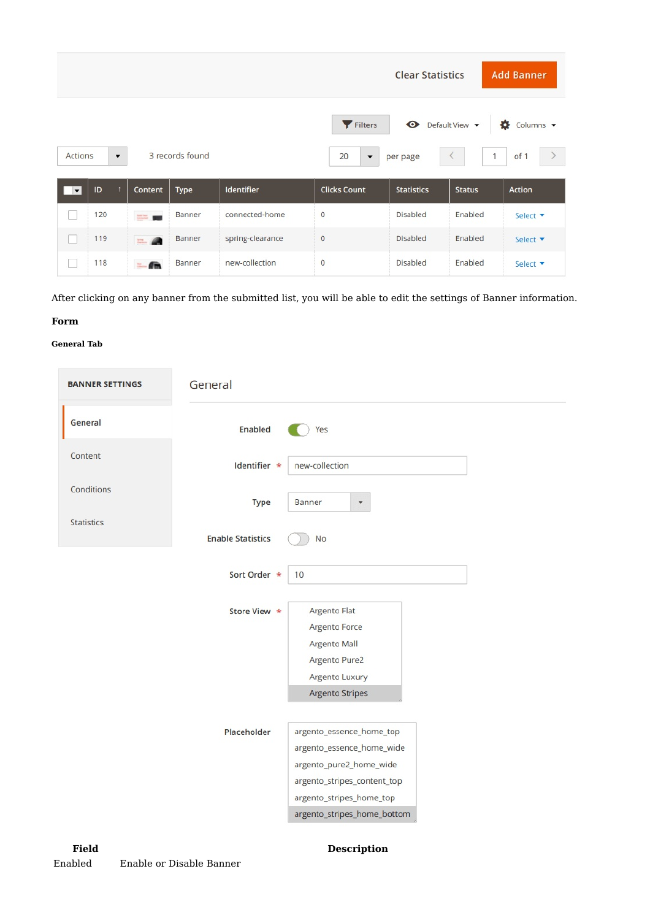Clear Statistics | Add Banner

Filters | Default View | Columns

Actions | 3 records found | 20 per page | 1 of 1

| | ID | Content | Type | Identifier | Clicks Count | Statistics | Status | Action |
|---|---|---|---|---|---|---|---|---|
| | 120 | | Banner | connected-home | 0 | Disabled | Enabled | Select |
| | 119 | | Banner | spring-clearance | 0 | Disabled | Enabled | Select |
| | 118 | | Banner | new-collection | 0 | Disabled | Enabled | Select |

After clicking on any banner from the submitted list, you will be able to edit the settings of Banner information.

**Form**

**General Tab**

BANNER SETTINGS

- General
- Content
- Conditions
- Statistics

General

Enabled: Yes

Identifier *: new-collection

Type: Banner

Enable Statistics: No

Sort Order *: 10

Store View *:
- Argento Flat
- Argento Force
- Argento Mall
- Argento Pure2
- Argento Luxury
- Argento Stripes

Placeholder:
- argento_essence_home_top
- argento_essence_home_wide
- argento_pure2_home_wide
- argento_stripes_content_top
- argento_stripes_home_top
- argento_stripes_home_bottom

| Field | Description |
|---|---|
| Enabled | Enable or Disable Banner |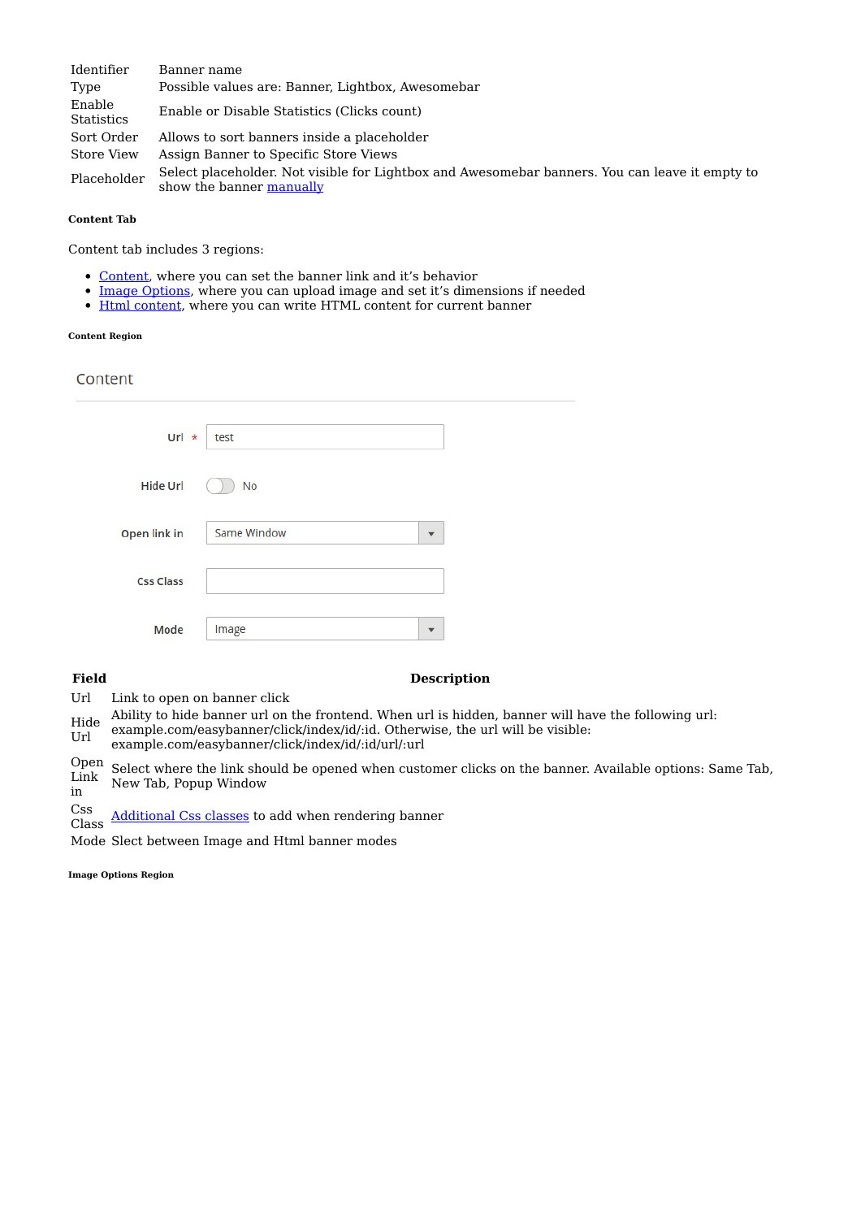| | |
|---|---|
| Identifier | Banner name |
| Type | Possible values are: Banner, Lightbox, Awesomebar |
| Enable Statistics | Enable or Disable Statistics (Clicks count) |
| Sort Order | Allows to sort banners inside a placeholder |
| Store View | Assign Banner to Specific Store Views |
| Placeholder | Select placeholder. Not visible for Lightbox and Awesomebar banners. You can leave it empty to show the banner manually |

##### Content Tab

Content tab includes 3 regions:

- Content, where you can set the banner link and it’s behavior
- Image Options, where you can upload image and set it’s dimensions if needed
- Html content, where you can write HTML content for current banner

###### Content Region

Content

Url * test

Hide Url No

Open link in Same Window

Css Class

Mode Image

| Field | Description |
|---|---|
| Url | Link to open on banner click |
| Hide Url | Ability to hide banner url on the frontend. When url is hidden, banner will have the following url: example.com/easybanner/click/index/id/:id. Otherwise, the url will be visible: example.com/easybanner/click/index/id/:id/url/:url |
| Open Link in | Select where the link should be opened when customer clicks on the banner. Available options: Same Tab, New Tab, Popup Window |
| Css Class | Additional Css classes to add when rendering banner |
| Mode | Slect between Image and Html banner modes |

###### Image Options Region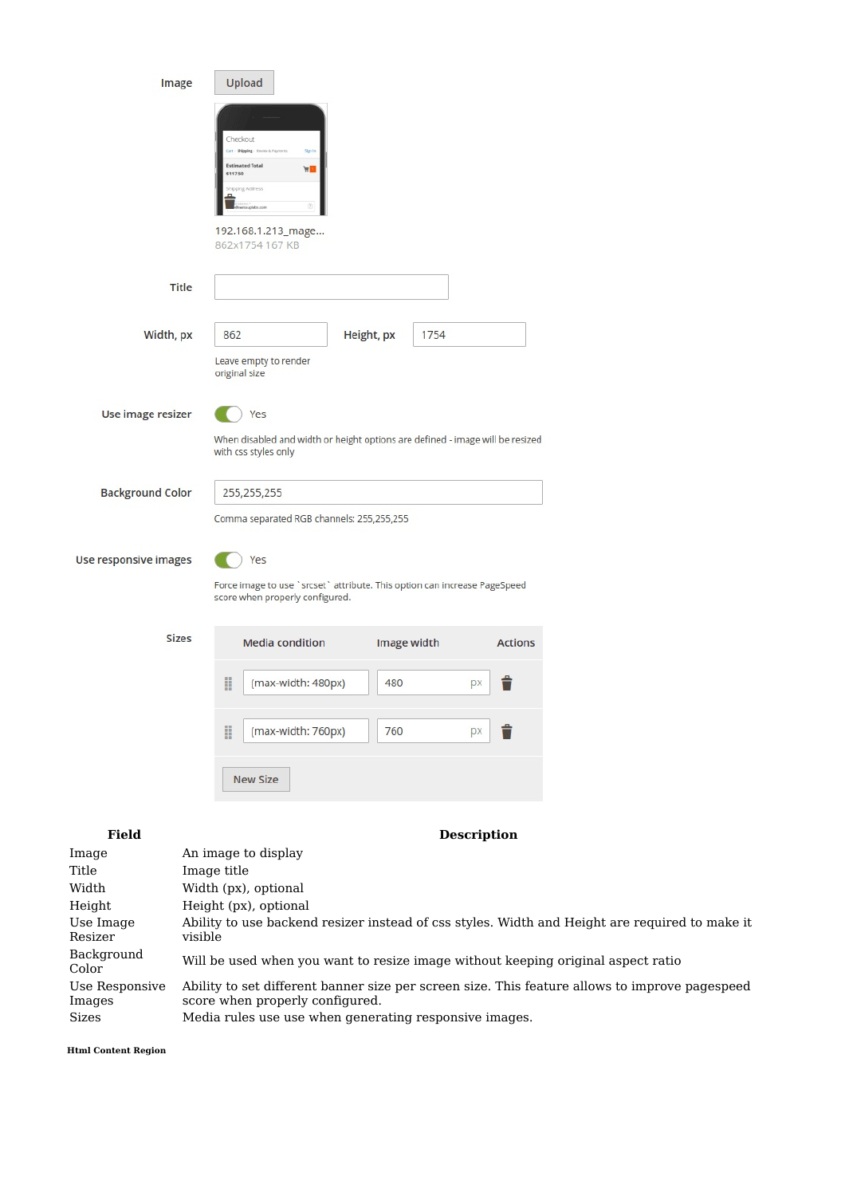Image Upload

192.168.1.213_mage...
862x1754 167 KB

Title

Width, px 862 Height, px 1754

Leave empty to render original size

Use image resizer Yes

When disabled and width or height options are defined - image will be resized with css styles only

Background Color 255,255,255

Comma separated RGB channels: 255,255,255

Use responsive images Yes

Force image to use `srcset` attribute. This option can increase PageSpeed score when properly configured.

Sizes

| Media condition | Image width | Actions |
|---|---|---|
| (max-width: 480px) | 480 px | |
| (max-width: 760px) | 760 px | |

New Size

| Field | Description |
|---|---|
| Image | An image to display |
| Title | Image title |
| Width | Width (px), optional |
| Height | Height (px), optional |
| Use Image Resizer | Ability to use backend resizer instead of css styles. Width and Height are required to make it visible |
| Background Color | Will be used when you want to resize image without keeping original aspect ratio |
| Use Responsive Images | Ability to set different banner size per screen size. This feature allows to improve pagespeed score when properly configured. |
| Sizes | Media rules use use when generating responsive images. |

#### Html Content Region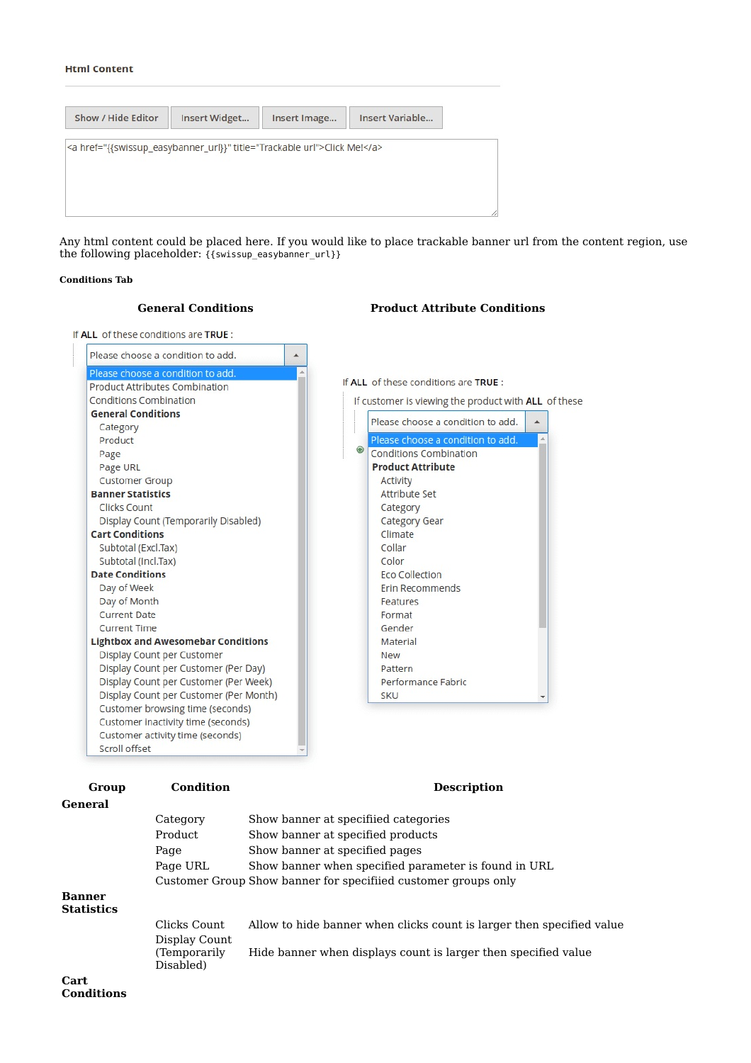**Html Content**

Show / Hide Editor | Insert Widget... | Insert Image... | Insert Variable...

```
<a href="{{swissup_easybanner_url}}" title="Trackable url">Click Me!</a>
```

Any html content could be placed here. If you would like to place trackable banner url from the content region, use the following placeholder: `{{swissup_easybanner_url}}`

**Conditions Tab**

**General Conditions**

If **ALL** of these conditions are **TRUE** :

Please choose a condition to add.

- Please choose a condition to add.
- Product Attributes Combination
- Conditions Combination
- **General Conditions**
  - Category
  - Product
  - Page
  - Page URL
  - Customer Group
- **Banner Statistics**
  - Clicks Count
  - Display Count (Temporarily Disabled)
- **Cart Conditions**
  - Subtotal (Excl.Tax)
  - Subtotal (Incl.Tax)
- **Date Conditions**
  - Day of Week
  - Day of Month
  - Current Date
  - Current Time
- **Lightbox and Awesomebar Conditions**
  - Display Count per Customer
  - Display Count per Customer (Per Day)
  - Display Count per Customer (Per Week)
  - Display Count per Customer (Per Month)
  - Customer browsing time (seconds)
  - Customer inactivity time (seconds)
  - Customer activity time (seconds)
  - Scroll offset

**Product Attribute Conditions**

If **ALL** of these conditions are **TRUE** :

If customer is viewing the product with **ALL** of these

Please choose a condition to add.

- Please choose a condition to add.
- Conditions Combination
- **Product Attribute**
  - Activity
  - Attribute Set
  - Category
  - Category Gear
  - Climate
  - Collar
  - Color
  - Eco Collection
  - Erin Recommends
  - Features
  - Format
  - Gender
  - Material
  - New
  - Pattern
  - Performance Fabric
  - SKU

| Group | Condition | Description |
|---|---|---|
| **General** | | |
| | Category | Show banner at specifiied categories |
| | Product | Show banner at specified products |
| | Page | Show banner at specified pages |
| | Page URL | Show banner when specified parameter is found in URL |
| | Customer Group | Show banner for specifiied customer groups only |
| **Banner Statistics** | | |
| | Clicks Count | Allow to hide banner when clicks count is larger then specified value |
| | Display Count (Temporarily Disabled) | Hide banner when displays count is larger then specified value |
| **Cart Conditions** | | |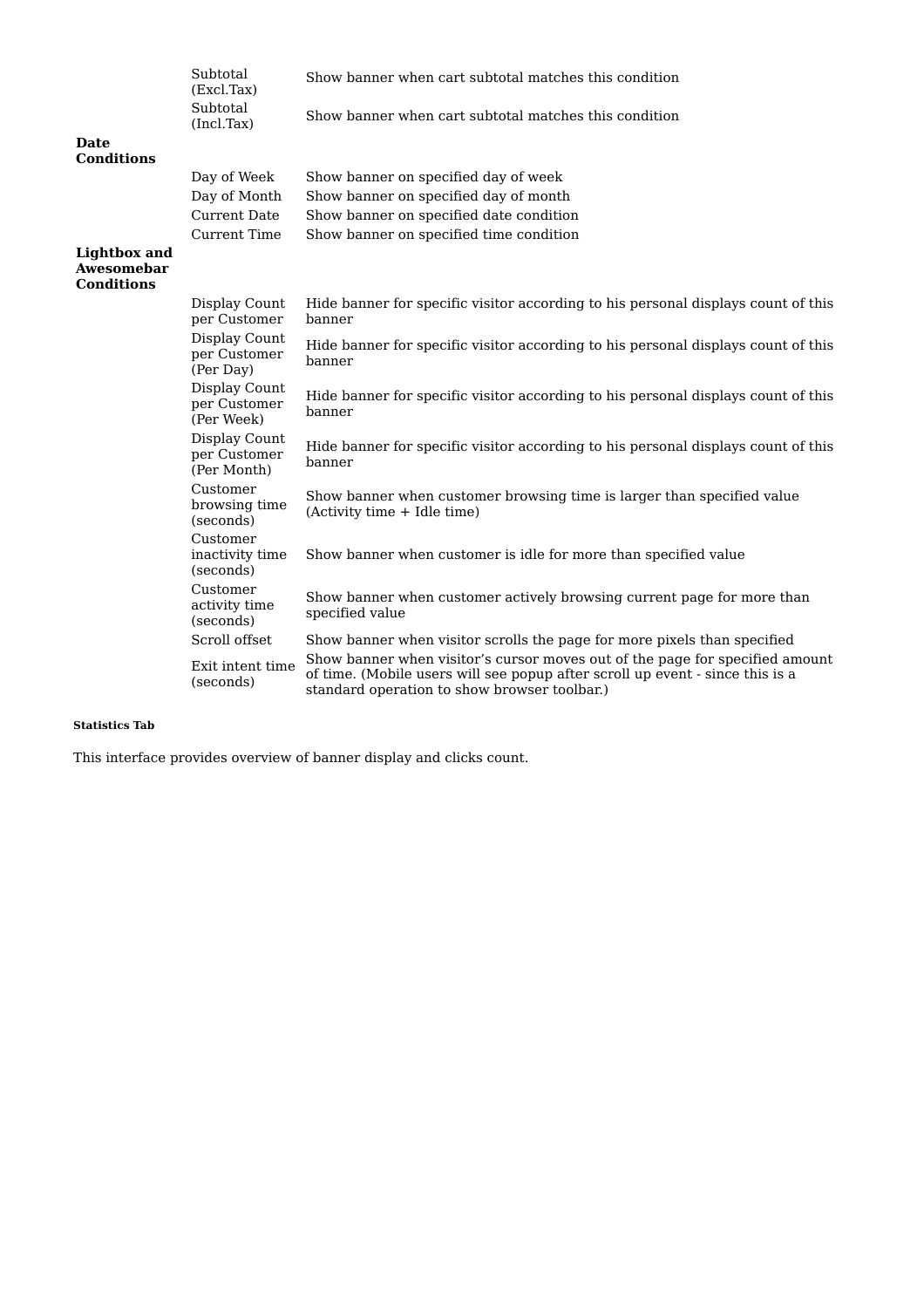| | | |
|---|---|---|
| | Subtotal (Excl.Tax) | Show banner when cart subtotal matches this condition |
| | Subtotal (Incl.Tax) | Show banner when cart subtotal matches this condition |
| **Date Conditions** | | |
| | Day of Week | Show banner on specified day of week |
| | Day of Month | Show banner on specified day of month |
| | Current Date | Show banner on specified date condition |
| | Current Time | Show banner on specified time condition |
| **Lightbox and Awesomebar Conditions** | | |
| | Display Count per Customer | Hide banner for specific visitor according to his personal displays count of this banner |
| | Display Count per Customer (Per Day) | Hide banner for specific visitor according to his personal displays count of this banner |
| | Display Count per Customer (Per Week) | Hide banner for specific visitor according to his personal displays count of this banner |
| | Display Count per Customer (Per Month) | Hide banner for specific visitor according to his personal displays count of this banner |
| | Customer browsing time (seconds) | Show banner when customer browsing time is larger than specified value (Activity time + Idle time) |
| | Customer inactivity time (seconds) | Show banner when customer is idle for more than specified value |
| | Customer activity time (seconds) | Show banner when customer actively browsing current page for more than specified value |
| | Scroll offset | Show banner when visitor scrolls the page for more pixels than specified |
| | Exit intent time (seconds) | Show banner when visitor’s cursor moves out of the page for specified amount of time. (Mobile users will see popup after scroll up event - since this is a standard operation to show browser toolbar.) |

##### Statistics Tab

This interface provides overview of banner display and clicks count.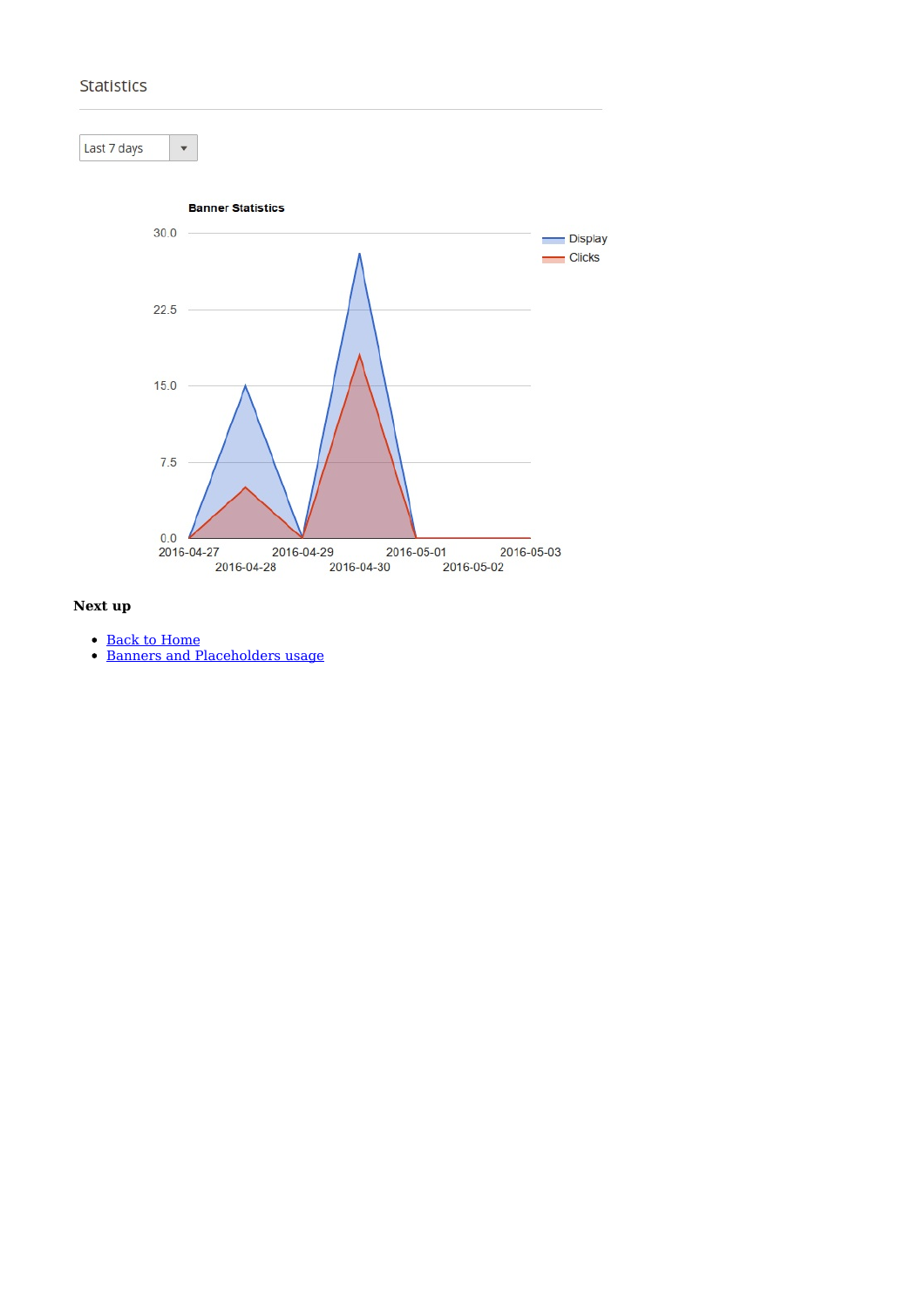Statistics

Last 7 days

Banner Statistics

| | Display | Clicks |
|---|---|---|
| 2016-04-27 | 0 | 0 |
| 2016-04-28 | 15 | 5 |
| 2016-04-29 | 0 | 0 |
| 2016-04-30 | 28 | 18 |
| 2016-05-01 | 0 | 0 |
| 2016-05-02 | 0 | 0 |
| 2016-05-03 | 0 | 0 |

**Next up**

- Back to Home
- Banners and Placeholders usage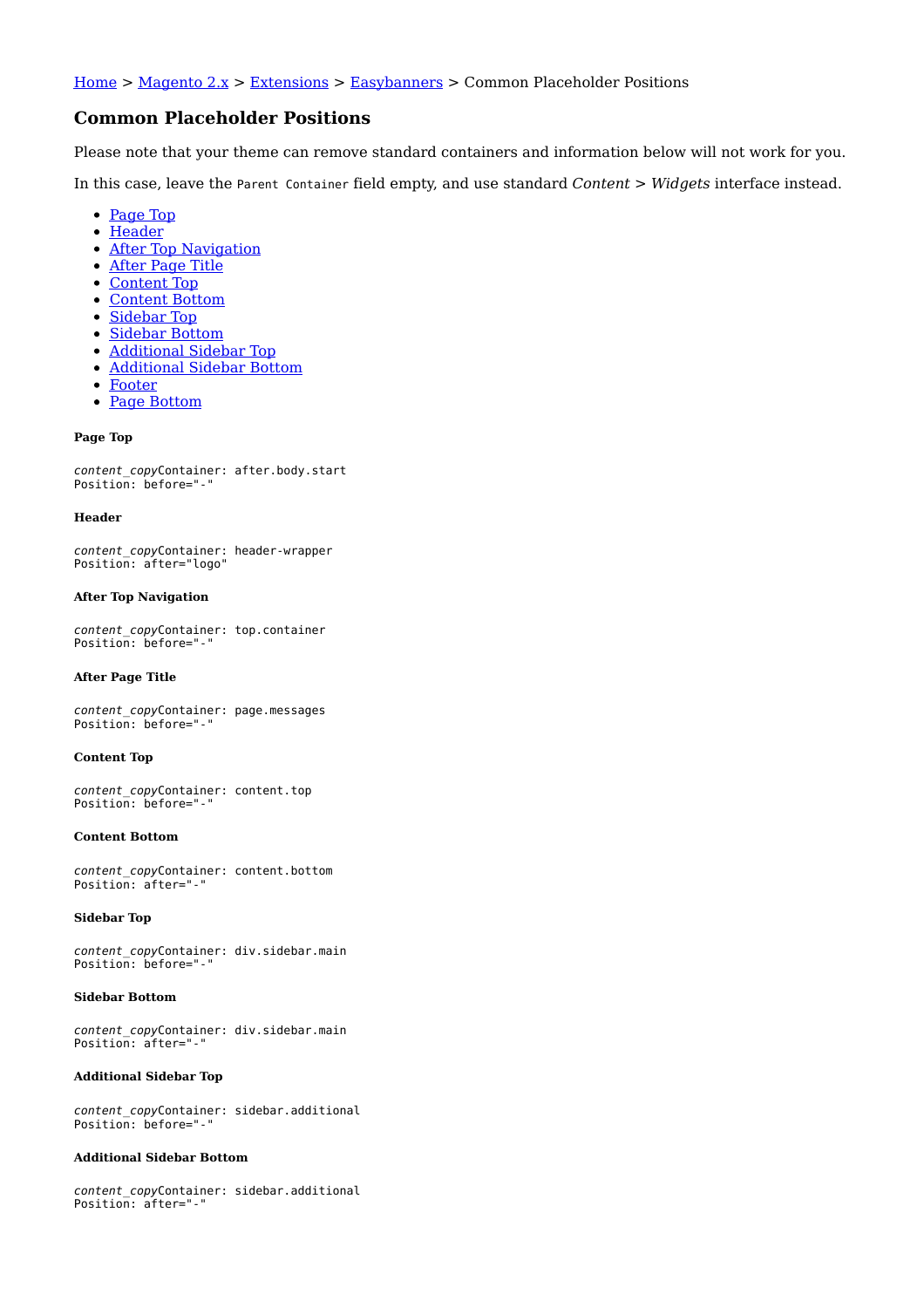[Home](#) > [Magento 2.x](#) > [Extensions](#) > [Easybanners](#) > Common Placeholder Positions

## Common Placeholder Positions

Please note that your theme can remove standard containers and information below will not work for you.

In this case, leave the `Parent Container` field empty, and use standard *Content* > *Widgets* interface instead.

- [Page Top](#)
- [Header](#)
- [After Top Navigation](#)
- [After Page Title](#)
- [Content Top](#)
- [Content Bottom](#)
- [Sidebar Top](#)
- [Sidebar Bottom](#)
- [Additional Sidebar Top](#)
- [Additional Sidebar Bottom](#)
- [Footer](#)
- [Page Bottom](#)

#### Page Top

```
content_copyContainer: after.body.start
Position: before="-"
```

#### Header

```
content_copyContainer: header-wrapper
Position: after="logo"
```

#### After Top Navigation

```
content_copyContainer: top.container
Position: before="-"
```

#### After Page Title

```
content_copyContainer: page.messages
Position: before="-"
```

#### Content Top

```
content_copyContainer: content.top
Position: before="-"
```

#### Content Bottom

```
content_copyContainer: content.bottom
Position: after="-"
```

#### Sidebar Top

```
content_copyContainer: div.sidebar.main
Position: before="-"
```

#### Sidebar Bottom

```
content_copyContainer: div.sidebar.main
Position: after="-"
```

#### Additional Sidebar Top

```
content_copyContainer: sidebar.additional
Position: before="-"
```

#### Additional Sidebar Bottom

```
content_copyContainer: sidebar.additional
Position: after="-"
```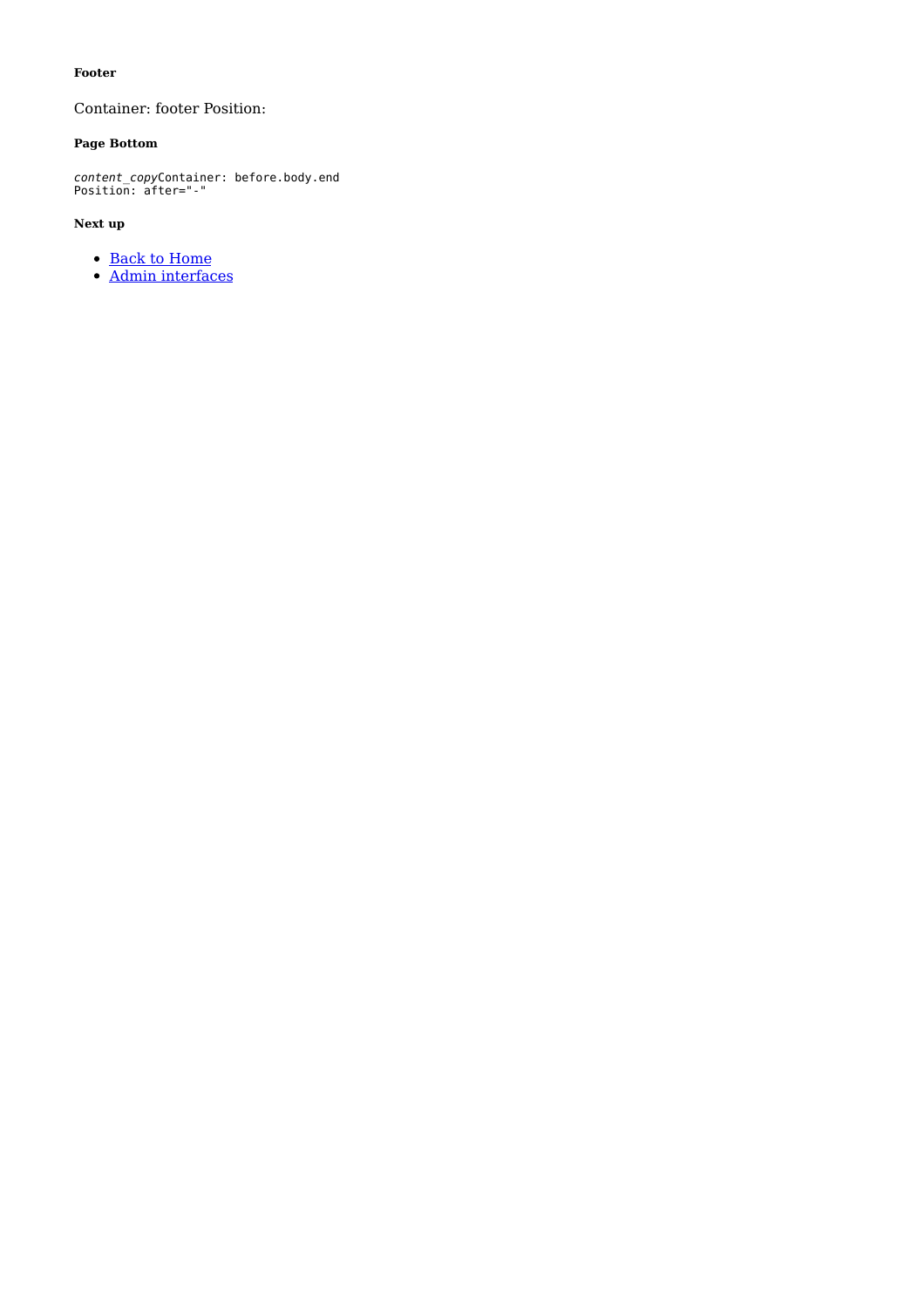##### Footer

Container: footer Position:

##### Page Bottom

```
content_copyContainer: before.body.end
Position: after="-"
```

##### Next up

- [Back to Home]()
- [Admin interfaces]()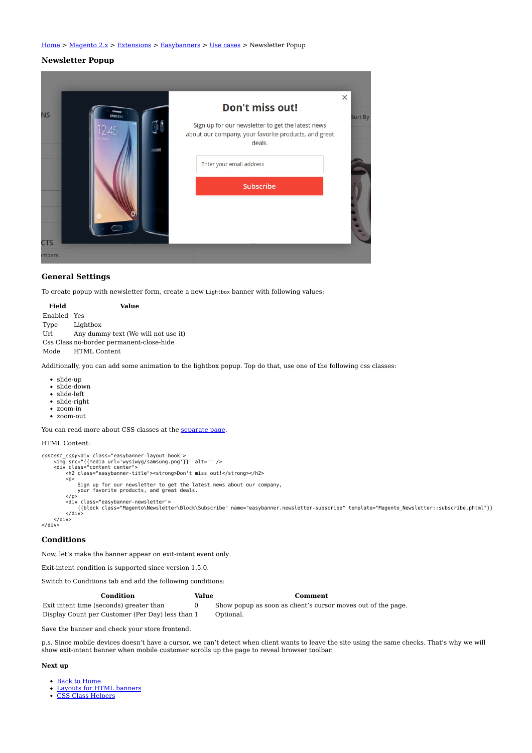[Home](#) > [Magento 2.x](#) > [Extensions](#) > [Easybanners](#) > [Use cases](#) > Newsletter Popup

### Newsletter Popup

### General Settings

To create popup with newsletter form, create a new `Lightbox` banner with following values:

| Field | Value |
|---|---|
| Enabled | Yes |
| Type | Lightbox |
| Url | Any dummy text (We will not use it) |
| Css Class | no-border permanent-close-hide |
| Mode | HTML Content |

Additionally, you can add some animation to the lightbox popup. Top do that, use one of the following css classes:

- slide-up
- slide-down
- slide-left
- slide-right
- zoom-in
- zoom-out

You can read more about CSS classes at the [separate page](#).

HTML Content:

```
content_copy<div class="easybanner-layout-book">
    <img src="{{media url='wysiwyg/samsung.png'}}" alt="" />
    <div class="content center">
        <h2 class="easybanner-title"><strong>Don't miss out!</strong></h2>
        <p>
            Sign up for our newsletter to get the latest news about our company,
            your favorite products, and great deals.
        </p>
        <div class="easybanner-newsletter">
            {{block class="Magento\Newsletter\Block\Subscribe" name="easybanner.newsletter-subscribe" template="Magento_Newsletter::subscribe.phtml"}}
        </div>
    </div>
</div>
```

### Conditions

Now, let's make the banner appear on exit-intent event only.

Exit-intent condition is supported since version 1.5.0.

Switch to Conditions tab and add the following conditions:

| Condition | Value | Comment |
|---|---|---|
| Exit intent time (seconds) greater than | 0 | Show popup as soon as client's cursor moves out of the page. |
| Display Count per Customer (Per Day) less than | 1 | Optional. |

Save the banner and check your store frontend.

p.s. Since mobile devices doesn't have a cursor, we can't detect when client wants to leave the site using the same checks. That's why we will show exit-intent banner when mobile customer scrolls up the page to reveal browser toolbar.

#### Next up

- [Back to Home](#)
- [Layouts for HTML banners](#)
- [CSS Class Helpers](#)